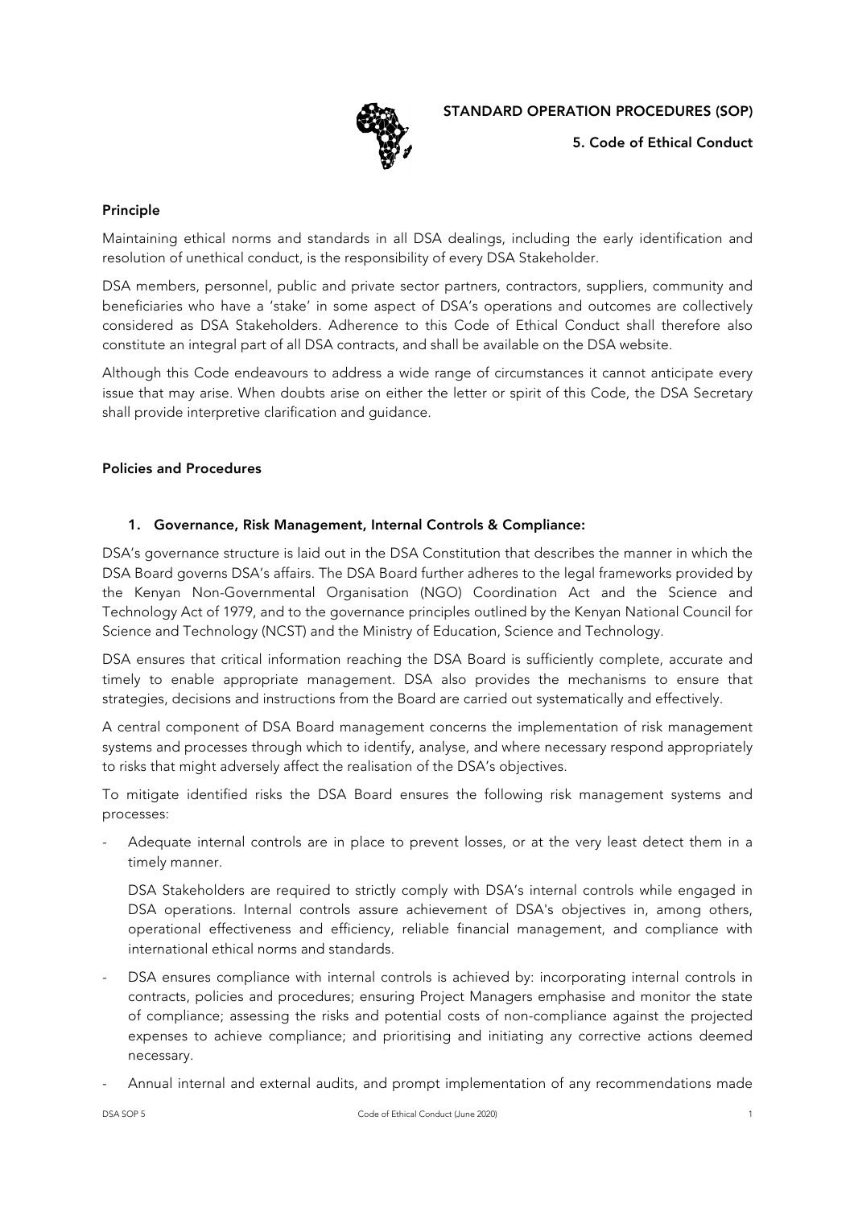# STANDARD OPERATION PROCEDURES (SOP)

## 5. Code of Ethical Conduct

### Principle

Maintaining ethical norms and standards in all DSA dealings, including the early identification and resolution of unethical conduct, is the responsibility of every DSA Stakeholder.

DSA members, personnel, public and private sector partners, contractors, suppliers, community and beneficiaries who have a 'stake' in some aspect of DSA's operations and outcomes are collectively considered as DSA Stakeholders. Adherence to this Code of Ethical Conduct shall therefore also constitute an integral part of all DSA contracts, and shall be available on the DSA website.

Although this Code endeavours to address a wide range of circumstances it cannot anticipate every issue that may arise. When doubts arise on either the letter or spirit of this Code, the DSA Secretary shall provide interpretive clarification and guidance.

### Policies and Procedures

#### 1. Governance, Risk Management, Internal Controls & Compliance:

DSA's governance structure is laid out in the DSA Constitution that describes the manner in which the DSA Board governs DSA's affairs. The DSA Board further adheres to the legal frameworks provided by the Kenyan Non-Governmental Organisation (NGO) Coordination Act and the Science and Technology Act of 1979, and to the governance principles outlined by the Kenyan National Council for Science and Technology (NCST) and the Ministry of Education, Science and Technology.

DSA ensures that critical information reaching the DSA Board is sufficiently complete, accurate and timely to enable appropriate management. DSA also provides the mechanisms to ensure that strategies, decisions and instructions from the Board are carried out systematically and effectively.

A central component of DSA Board management concerns the implementation of risk management systems and processes through which to identify, analyse, and where necessary respond appropriately to risks that might adversely affect the realisation of the DSA's objectives.

To mitigate identified risks the DSA Board ensures the following risk management systems and processes:

- Adequate internal controls are in place to prevent losses, or at the very least detect them in a timely manner.

  DSA Stakeholders are required to strictly comply with DSA's internal controls while engaged in DSA operations. Internal controls assure achievement of DSA's objectives in, among others, operational effectiveness and efficiency, reliable financial management, and compliance with international ethical norms and standards.

- DSA ensures compliance with internal controls is achieved by: incorporating internal controls in contracts, policies and procedures; ensuring Project Managers emphasise and monitor the state of compliance; assessing the risks and potential costs of non-compliance against the projected expenses to achieve compliance; and prioritising and initiating any corrective actions deemed necessary.

- Annual internal and external audits, and prompt implementation of any recommendations made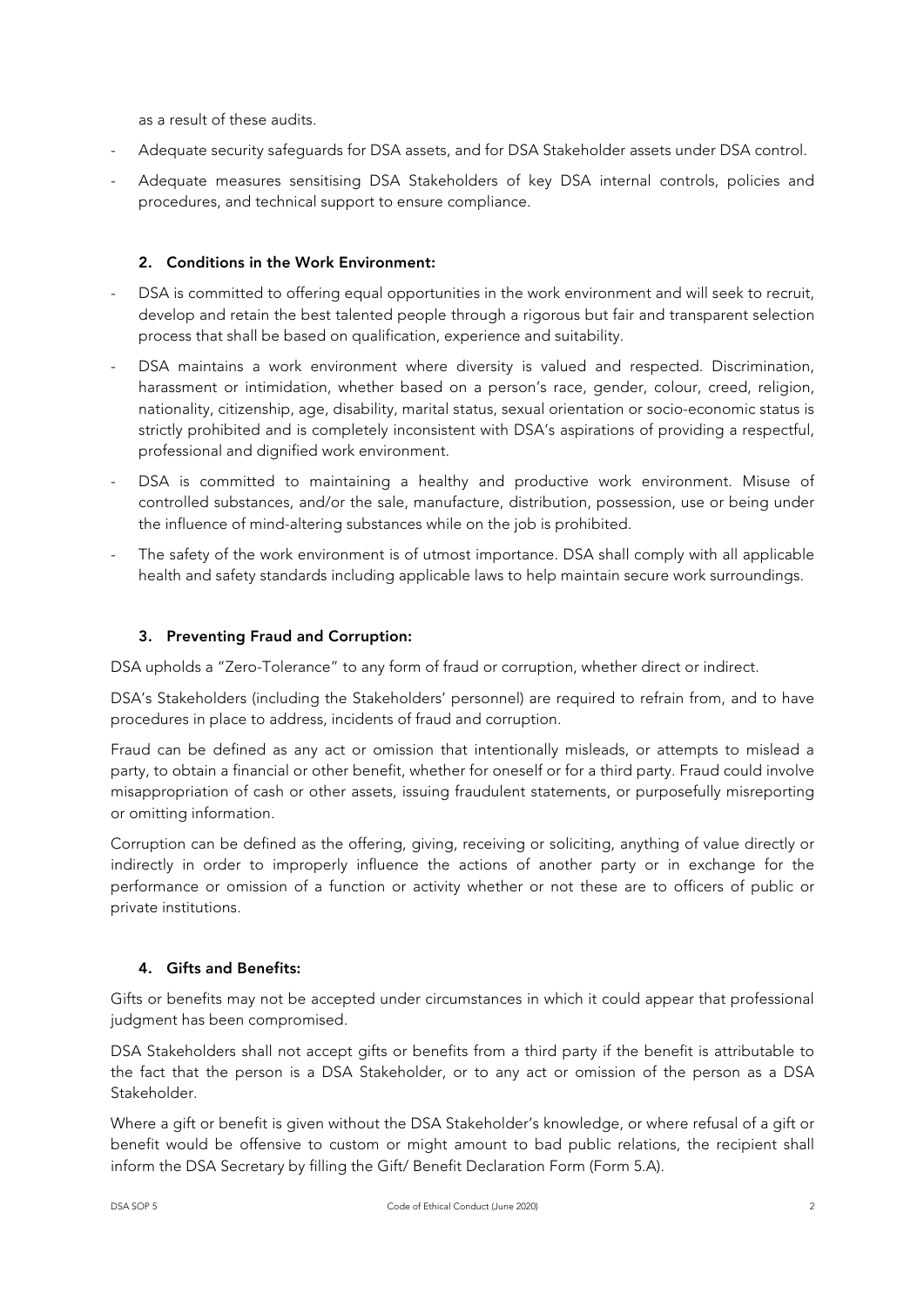as a result of these audits.

- Adequate security safeguards for DSA assets, and for DSA Stakeholder assets under DSA control.
- Adequate measures sensitising DSA Stakeholders of key DSA internal controls, policies and procedures, and technical support to ensure compliance.

**2. Conditions in the Work Environment:**

- DSA is committed to offering equal opportunities in the work environment and will seek to recruit, develop and retain the best talented people through a rigorous but fair and transparent selection process that shall be based on qualification, experience and suitability.
- DSA maintains a work environment where diversity is valued and respected. Discrimination, harassment or intimidation, whether based on a person's race, gender, colour, creed, religion, nationality, citizenship, age, disability, marital status, sexual orientation or socio-economic status is strictly prohibited and is completely inconsistent with DSA's aspirations of providing a respectful, professional and dignified work environment.
- DSA is committed to maintaining a healthy and productive work environment. Misuse of controlled substances, and/or the sale, manufacture, distribution, possession, use or being under the influence of mind-altering substances while on the job is prohibited.
- The safety of the work environment is of utmost importance. DSA shall comply with all applicable health and safety standards including applicable laws to help maintain secure work surroundings.

**3. Preventing Fraud and Corruption:**

DSA upholds a "Zero-Tolerance" to any form of fraud or corruption, whether direct or indirect.

DSA's Stakeholders (including the Stakeholders' personnel) are required to refrain from, and to have procedures in place to address, incidents of fraud and corruption.

Fraud can be defined as any act or omission that intentionally misleads, or attempts to mislead a party, to obtain a financial or other benefit, whether for oneself or for a third party. Fraud could involve misappropriation of cash or other assets, issuing fraudulent statements, or purposefully misreporting or omitting information.

Corruption can be defined as the offering, giving, receiving or soliciting, anything of value directly or indirectly in order to improperly influence the actions of another party or in exchange for the performance or omission of a function or activity whether or not these are to officers of public or private institutions.

**4. Gifts and Benefits:**

Gifts or benefits may not be accepted under circumstances in which it could appear that professional judgment has been compromised.

DSA Stakeholders shall not accept gifts or benefits from a third party if the benefit is attributable to the fact that the person is a DSA Stakeholder, or to any act or omission of the person as a DSA Stakeholder.

Where a gift or benefit is given without the DSA Stakeholder's knowledge, or where refusal of a gift or benefit would be offensive to custom or might amount to bad public relations, the recipient shall inform the DSA Secretary by filling the Gift/ Benefit Declaration Form (Form 5.A).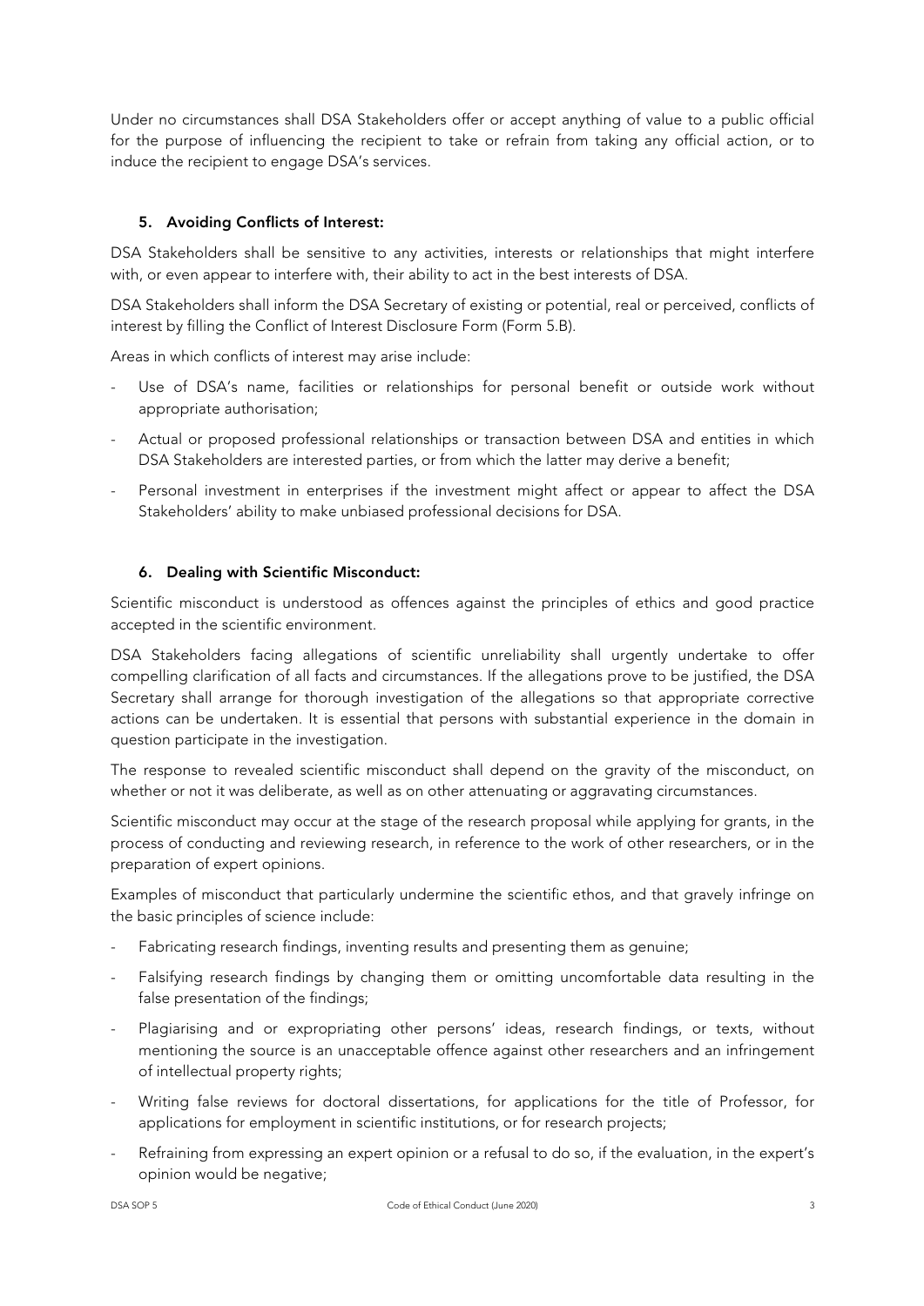Under no circumstances shall DSA Stakeholders offer or accept anything of value to a public official for the purpose of influencing the recipient to take or refrain from taking any official action, or to induce the recipient to engage DSA's services.

### 5. Avoiding Conflicts of Interest:

DSA Stakeholders shall be sensitive to any activities, interests or relationships that might interfere with, or even appear to interfere with, their ability to act in the best interests of DSA.

DSA Stakeholders shall inform the DSA Secretary of existing or potential, real or perceived, conflicts of interest by filling the Conflict of Interest Disclosure Form (Form 5.B).

Areas in which conflicts of interest may arise include:

- Use of DSA's name, facilities or relationships for personal benefit or outside work without appropriate authorisation;
- Actual or proposed professional relationships or transaction between DSA and entities in which DSA Stakeholders are interested parties, or from which the latter may derive a benefit;
- Personal investment in enterprises if the investment might affect or appear to affect the DSA Stakeholders' ability to make unbiased professional decisions for DSA.

### 6. Dealing with Scientific Misconduct:

Scientific misconduct is understood as offences against the principles of ethics and good practice accepted in the scientific environment.

DSA Stakeholders facing allegations of scientific unreliability shall urgently undertake to offer compelling clarification of all facts and circumstances. If the allegations prove to be justified, the DSA Secretary shall arrange for thorough investigation of the allegations so that appropriate corrective actions can be undertaken. It is essential that persons with substantial experience in the domain in question participate in the investigation.

The response to revealed scientific misconduct shall depend on the gravity of the misconduct, on whether or not it was deliberate, as well as on other attenuating or aggravating circumstances.

Scientific misconduct may occur at the stage of the research proposal while applying for grants, in the process of conducting and reviewing research, in reference to the work of other researchers, or in the preparation of expert opinions.

Examples of misconduct that particularly undermine the scientific ethos, and that gravely infringe on the basic principles of science include:

- Fabricating research findings, inventing results and presenting them as genuine;
- Falsifying research findings by changing them or omitting uncomfortable data resulting in the false presentation of the findings;
- Plagiarising and or expropriating other persons' ideas, research findings, or texts, without mentioning the source is an unacceptable offence against other researchers and an infringement of intellectual property rights;
- Writing false reviews for doctoral dissertations, for applications for the title of Professor, for applications for employment in scientific institutions, or for research projects;
- Refraining from expressing an expert opinion or a refusal to do so, if the evaluation, in the expert's opinion would be negative;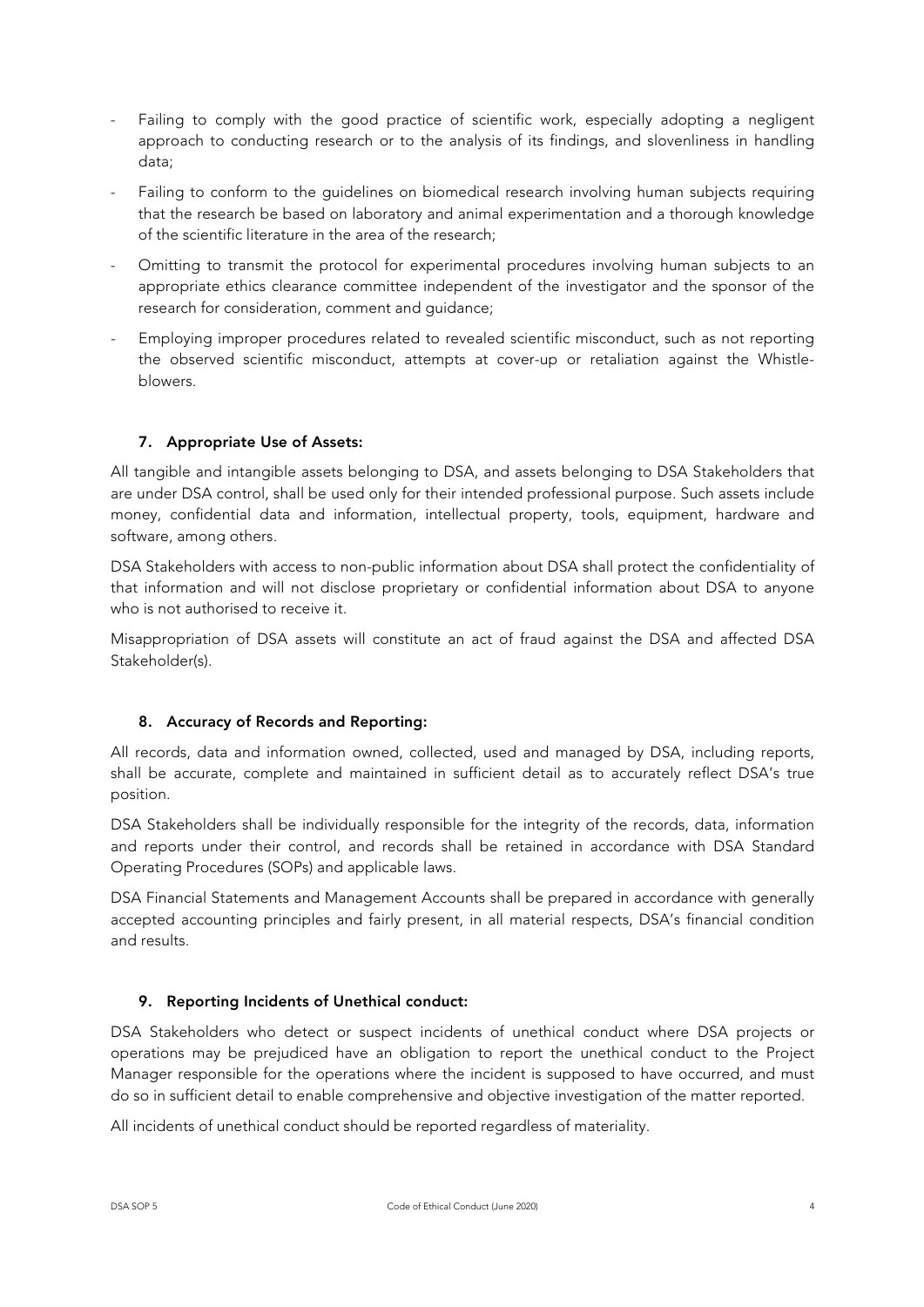- Failing to comply with the good practice of scientific work, especially adopting a negligent approach to conducting research or to the analysis of its findings, and slovenliness in handling data;
- Failing to conform to the guidelines on biomedical research involving human subjects requiring that the research be based on laboratory and animal experimentation and a thorough knowledge of the scientific literature in the area of the research;
- Omitting to transmit the protocol for experimental procedures involving human subjects to an appropriate ethics clearance committee independent of the investigator and the sponsor of the research for consideration, comment and guidance;
- Employing improper procedures related to revealed scientific misconduct, such as not reporting the observed scientific misconduct, attempts at cover-up or retaliation against the Whistle-blowers.

### 7. Appropriate Use of Assets:

All tangible and intangible assets belonging to DSA, and assets belonging to DSA Stakeholders that are under DSA control, shall be used only for their intended professional purpose. Such assets include money, confidential data and information, intellectual property, tools, equipment, hardware and software, among others.

DSA Stakeholders with access to non-public information about DSA shall protect the confidentiality of that information and will not disclose proprietary or confidential information about DSA to anyone who is not authorised to receive it.

Misappropriation of DSA assets will constitute an act of fraud against the DSA and affected DSA Stakeholder(s).

### 8. Accuracy of Records and Reporting:

All records, data and information owned, collected, used and managed by DSA, including reports, shall be accurate, complete and maintained in sufficient detail as to accurately reflect DSA's true position.

DSA Stakeholders shall be individually responsible for the integrity of the records, data, information and reports under their control, and records shall be retained in accordance with DSA Standard Operating Procedures (SOPs) and applicable laws.

DSA Financial Statements and Management Accounts shall be prepared in accordance with generally accepted accounting principles and fairly present, in all material respects, DSA's financial condition and results.

### 9. Reporting Incidents of Unethical conduct:

DSA Stakeholders who detect or suspect incidents of unethical conduct where DSA projects or operations may be prejudiced have an obligation to report the unethical conduct to the Project Manager responsible for the operations where the incident is supposed to have occurred, and must do so in sufficient detail to enable comprehensive and objective investigation of the matter reported.

All incidents of unethical conduct should be reported regardless of materiality.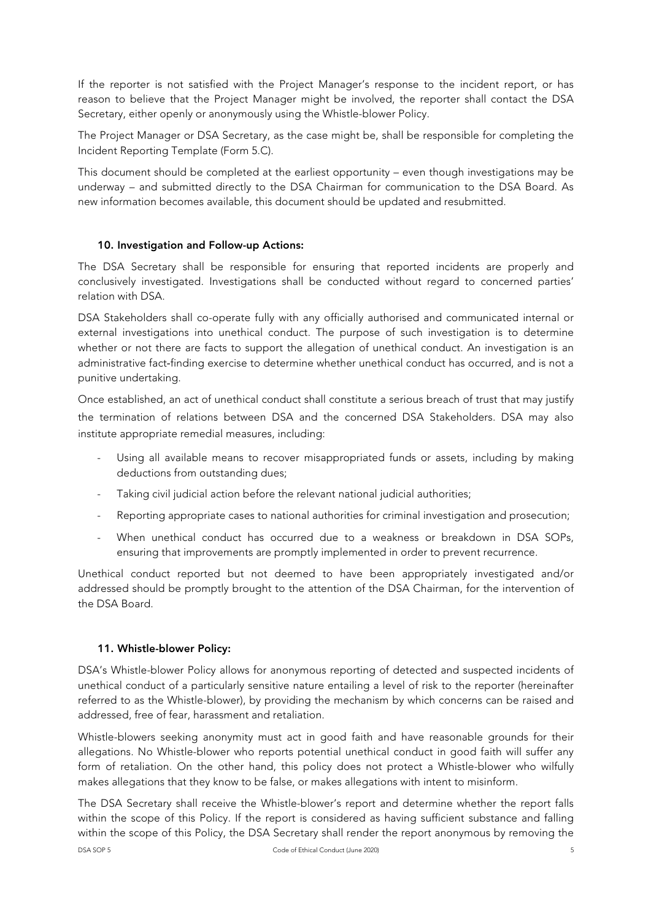If the reporter is not satisfied with the Project Manager's response to the incident report, or has reason to believe that the Project Manager might be involved, the reporter shall contact the DSA Secretary, either openly or anonymously using the Whistle-blower Policy.

The Project Manager or DSA Secretary, as the case might be, shall be responsible for completing the Incident Reporting Template (Form 5.C).

This document should be completed at the earliest opportunity – even though investigations may be underway – and submitted directly to the DSA Chairman for communication to the DSA Board. As new information becomes available, this document should be updated and resubmitted.

### 10. Investigation and Follow-up Actions:

The DSA Secretary shall be responsible for ensuring that reported incidents are properly and conclusively investigated. Investigations shall be conducted without regard to concerned parties' relation with DSA.

DSA Stakeholders shall co-operate fully with any officially authorised and communicated internal or external investigations into unethical conduct. The purpose of such investigation is to determine whether or not there are facts to support the allegation of unethical conduct. An investigation is an administrative fact-finding exercise to determine whether unethical conduct has occurred, and is not a punitive undertaking.

Once established, an act of unethical conduct shall constitute a serious breach of trust that may justify the termination of relations between DSA and the concerned DSA Stakeholders. DSA may also institute appropriate remedial measures, including:

- Using all available means to recover misappropriated funds or assets, including by making deductions from outstanding dues;
- Taking civil judicial action before the relevant national judicial authorities;
- Reporting appropriate cases to national authorities for criminal investigation and prosecution;
- When unethical conduct has occurred due to a weakness or breakdown in DSA SOPs, ensuring that improvements are promptly implemented in order to prevent recurrence.

Unethical conduct reported but not deemed to have been appropriately investigated and/or addressed should be promptly brought to the attention of the DSA Chairman, for the intervention of the DSA Board.

### 11. Whistle-blower Policy:

DSA's Whistle-blower Policy allows for anonymous reporting of detected and suspected incidents of unethical conduct of a particularly sensitive nature entailing a level of risk to the reporter (hereinafter referred to as the Whistle-blower), by providing the mechanism by which concerns can be raised and addressed, free of fear, harassment and retaliation.

Whistle-blowers seeking anonymity must act in good faith and have reasonable grounds for their allegations. No Whistle-blower who reports potential unethical conduct in good faith will suffer any form of retaliation. On the other hand, this policy does not protect a Whistle-blower who wilfully makes allegations that they know to be false, or makes allegations with intent to misinform.

The DSA Secretary shall receive the Whistle-blower's report and determine whether the report falls within the scope of this Policy. If the report is considered as having sufficient substance and falling within the scope of this Policy, the DSA Secretary shall render the report anonymous by removing the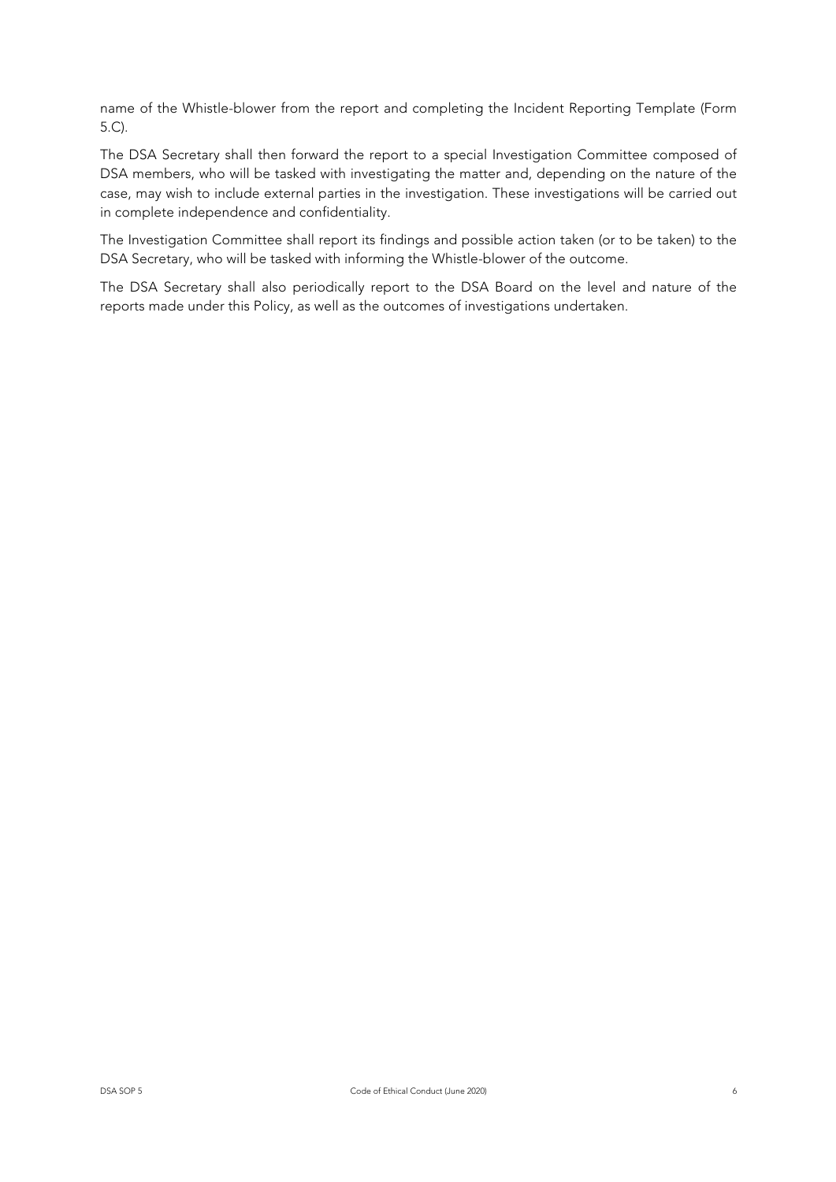name of the Whistle-blower from the report and completing the Incident Reporting Template (Form 5.C).

The DSA Secretary shall then forward the report to a special Investigation Committee composed of DSA members, who will be tasked with investigating the matter and, depending on the nature of the case, may wish to include external parties in the investigation. These investigations will be carried out in complete independence and confidentiality.

The Investigation Committee shall report its findings and possible action taken (or to be taken) to the DSA Secretary, who will be tasked with informing the Whistle-blower of the outcome.

The DSA Secretary shall also periodically report to the DSA Board on the level and nature of the reports made under this Policy, as well as the outcomes of investigations undertaken.